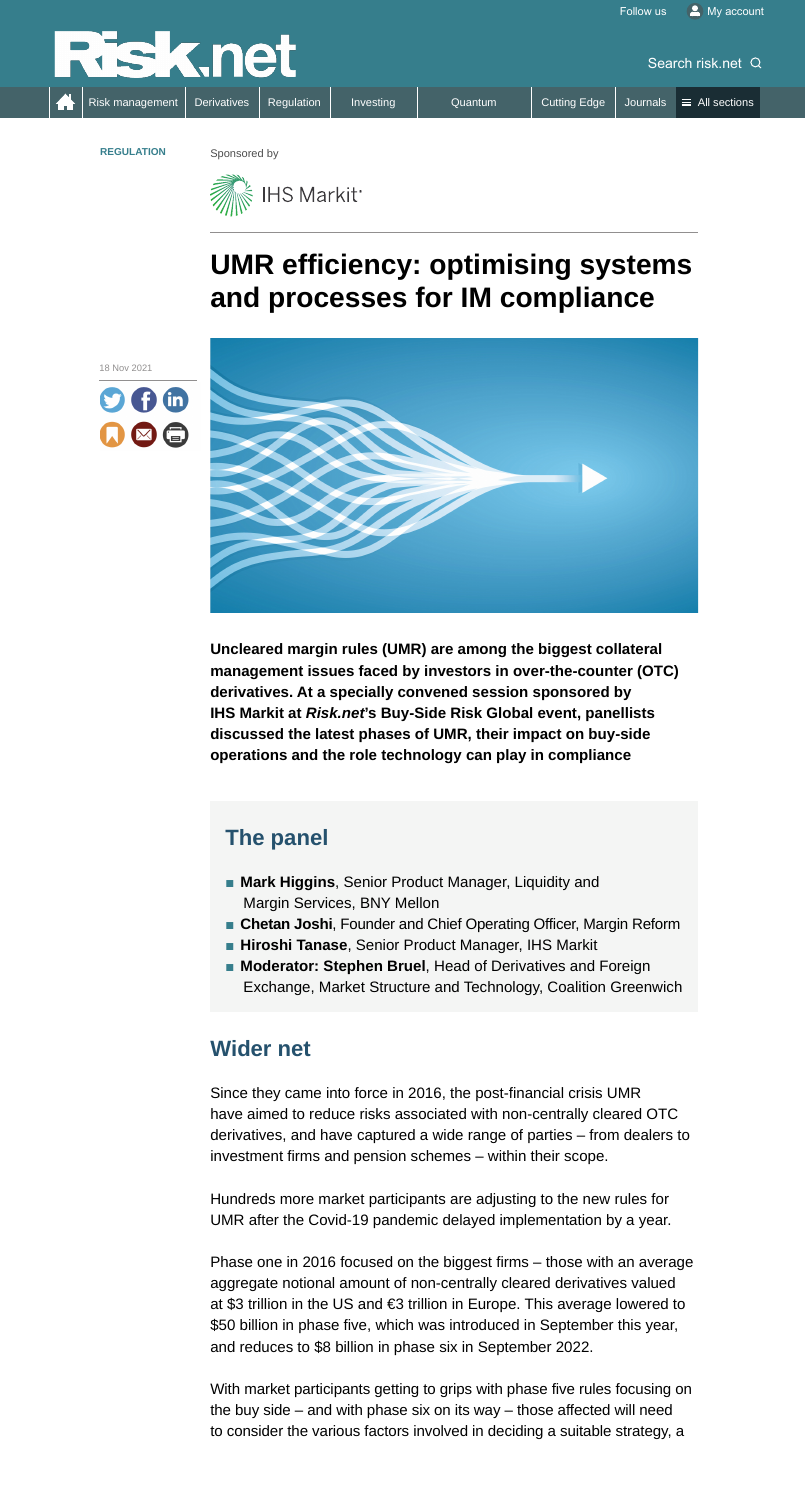REGULATION

Sponsored by IHS Markit

# UMR efficiency: optimising systems and processes for IM compliance

18 Nov 2021

**Uncleared margin rules (UMR) are among the biggest collateral management issues faced by investors in over-the-counter (OTC) derivatives. At a specially convened session sponsored by IHS Markit at *Risk.net*'s Buy-Side Risk Global event, panellists discussed the latest phases of UMR, their impact on buy-side operations and the role technology can play in compliance**

## The panel

- **Mark Higgins**, Senior Product Manager, Liquidity and Margin Services, BNY Mellon
- **Chetan Joshi**, Founder and Chief Operating Officer, Margin Reform
- **Hiroshi Tanase**, Senior Product Manager, IHS Markit
- **Moderator: Stephen Bruel**, Head of Derivatives and Foreign Exchange, Market Structure and Technology, Coalition Greenwich

## Wider net

Since they came into force in 2016, the post-financial crisis UMR have aimed to reduce risks associated with non-centrally cleared OTC derivatives, and have captured a wide range of parties – from dealers to investment firms and pension schemes – within their scope.

Hundreds more market participants are adjusting to the new rules for UMR after the Covid-19 pandemic delayed implementation by a year.

Phase one in 2016 focused on the biggest firms – those with an average aggregate notional amount of non-centrally cleared derivatives valued at $3 trillion in the US and €3 trillion in Europe. This average lowered to $50 billion in phase five, which was introduced in September this year, and reduces to $8 billion in phase six in September 2022.

With market participants getting to grips with phase five rules focusing on the buy side – and with phase six on its way – those affected will need to consider the various factors involved in deciding a suitable strategy, a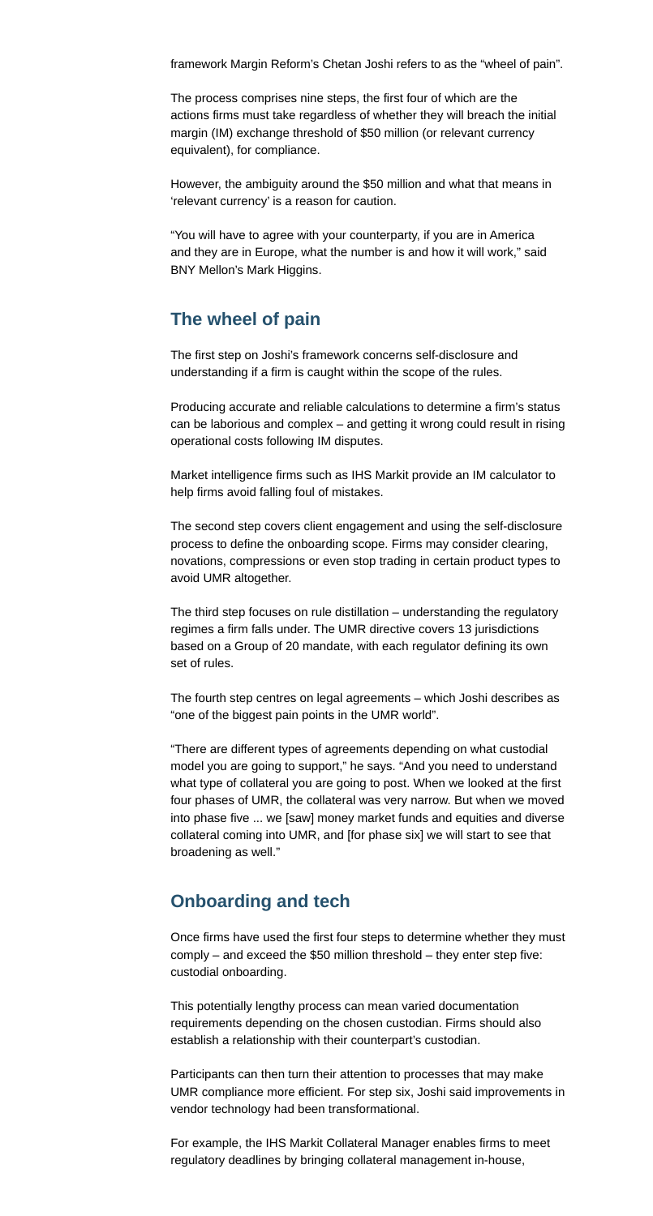framework Margin Reform's Chetan Joshi refers to as the "wheel of pain".

The process comprises nine steps, the first four of which are the actions firms must take regardless of whether they will breach the initial margin (IM) exchange threshold of $50 million (or relevant currency equivalent), for compliance.

However, the ambiguity around the $50 million and what that means in 'relevant currency' is a reason for caution.

"You will have to agree with your counterparty, if you are in America and they are in Europe, what the number is and how it will work," said BNY Mellon's Mark Higgins.

## The wheel of pain

The first step on Joshi's framework concerns self-disclosure and understanding if a firm is caught within the scope of the rules.

Producing accurate and reliable calculations to determine a firm's status can be laborious and complex – and getting it wrong could result in rising operational costs following IM disputes.

Market intelligence firms such as IHS Markit provide an IM calculator to help firms avoid falling foul of mistakes.

The second step covers client engagement and using the self-disclosure process to define the onboarding scope. Firms may consider clearing, novations, compressions or even stop trading in certain product types to avoid UMR altogether.

The third step focuses on rule distillation – understanding the regulatory regimes a firm falls under. The UMR directive covers 13 jurisdictions based on a Group of 20 mandate, with each regulator defining its own set of rules.

The fourth step centres on legal agreements – which Joshi describes as "one of the biggest pain points in the UMR world".

"There are different types of agreements depending on what custodial model you are going to support," he says. "And you need to understand what type of collateral you are going to post. When we looked at the first four phases of UMR, the collateral was very narrow. But when we moved into phase five ... we [saw] money market funds and equities and diverse collateral coming into UMR, and [for phase six] we will start to see that broadening as well."

## Onboarding and tech

Once firms have used the first four steps to determine whether they must comply – and exceed the $50 million threshold – they enter step five: custodial onboarding.

This potentially lengthy process can mean varied documentation requirements depending on the chosen custodian. Firms should also establish a relationship with their counterpart's custodian.

Participants can then turn their attention to processes that may make UMR compliance more efficient. For step six, Joshi said improvements in vendor technology had been transformational.

For example, the IHS Markit Collateral Manager enables firms to meet regulatory deadlines by bringing collateral management in-house,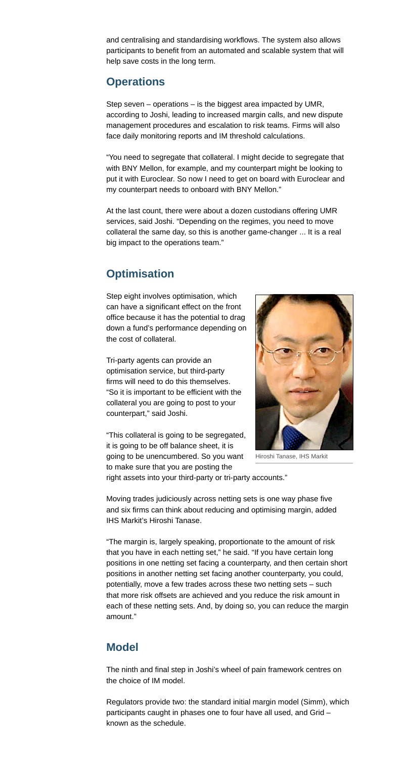and centralising and standardising workflows. The system also allows participants to benefit from an automated and scalable system that will help save costs in the long term.

## Operations

Step seven – operations – is the biggest area impacted by UMR, according to Joshi, leading to increased margin calls, and new dispute management procedures and escalation to risk teams. Firms will also face daily monitoring reports and IM threshold calculations.

"You need to segregate that collateral. I might decide to segregate that with BNY Mellon, for example, and my counterpart might be looking to put it with Euroclear. So now I need to get on board with Euroclear and my counterpart needs to onboard with BNY Mellon."

At the last count, there were about a dozen custodians offering UMR services, said Joshi. "Depending on the regimes, you need to move collateral the same day, so this is another game-changer ... It is a real big impact to the operations team."

## Optimisation

Step eight involves optimisation, which can have a significant effect on the front office because it has the potential to drag down a fund's performance depending on the cost of collateral.

Tri-party agents can provide an optimisation service, but third-party firms will need to do this themselves. "So it is important to be efficient with the collateral you are going to post to your counterpart," said Joshi.

"This collateral is going to be segregated, it is going to be off balance sheet, it is going to be unencumbered. So you want to make sure that you are posting the right assets into your third-party or tri-party accounts."

Hiroshi Tanase, IHS Markit

Moving trades judiciously across netting sets is one way phase five and six firms can think about reducing and optimising margin, added IHS Markit's Hiroshi Tanase.

"The margin is, largely speaking, proportionate to the amount of risk that you have in each netting set," he said. "If you have certain long positions in one netting set facing a counterparty, and then certain short positions in another netting set facing another counterparty, you could, potentially, move a few trades across these two netting sets – such that more risk offsets are achieved and you reduce the risk amount in each of these netting sets. And, by doing so, you can reduce the margin amount."

## Model

The ninth and final step in Joshi's wheel of pain framework centres on the choice of IM model.

Regulators provide two: the standard initial margin model (Simm), which participants caught in phases one to four have all used, and Grid – known as the schedule.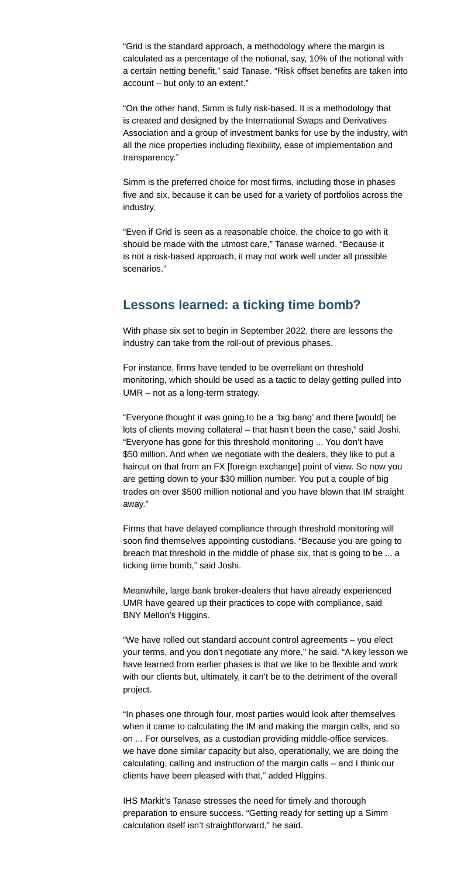"Grid is the standard approach, a methodology where the margin is calculated as a percentage of the notional, say, 10% of the notional with a certain netting benefit," said Tanase. "Risk offset benefits are taken into account – but only to an extent."

"On the other hand, Simm is fully risk-based. It is a methodology that is created and designed by the International Swaps and Derivatives Association and a group of investment banks for use by the industry, with all the nice properties including flexibility, ease of implementation and transparency."

Simm is the preferred choice for most firms, including those in phases five and six, because it can be used for a variety of portfolios across the industry.

"Even if Grid is seen as a reasonable choice, the choice to go with it should be made with the utmost care," Tanase warned. "Because it is not a risk-based approach, it may not work well under all possible scenarios."

## Lessons learned: a ticking time bomb?

With phase six set to begin in September 2022, there are lessons the industry can take from the roll-out of previous phases.

For instance, firms have tended to be overreliant on threshold monitoring, which should be used as a tactic to delay getting pulled into UMR – not as a long-term strategy.

"Everyone thought it was going to be a 'big bang' and there [would] be lots of clients moving collateral – that hasn't been the case," said Joshi. "Everyone has gone for this threshold monitoring ... You don't have $50 million. And when we negotiate with the dealers, they like to put a haircut on that from an FX [foreign exchange] point of view. So now you are getting down to your $30 million number. You put a couple of big trades on over $500 million notional and you have blown that IM straight away."

Firms that have delayed compliance through threshold monitoring will soon find themselves appointing custodians. "Because you are going to breach that threshold in the middle of phase six, that is going to be ... a ticking time bomb," said Joshi.

Meanwhile, large bank broker-dealers that have already experienced UMR have geared up their practices to cope with compliance, said BNY Mellon's Higgins.

"We have rolled out standard account control agreements – you elect your terms, and you don't negotiate any more," he said. "A key lesson we have learned from earlier phases is that we like to be flexible and work with our clients but, ultimately, it can't be to the detriment of the overall project.

"In phases one through four, most parties would look after themselves when it came to calculating the IM and making the margin calls, and so on ... For ourselves, as a custodian providing middle-office services, we have done similar capacity but also, operationally, we are doing the calculating, calling and instruction of the margin calls – and I think our clients have been pleased with that," added Higgins.

IHS Markit's Tanase stresses the need for timely and thorough preparation to ensure success. "Getting ready for setting up a Simm calculation itself isn't straightforward," he said.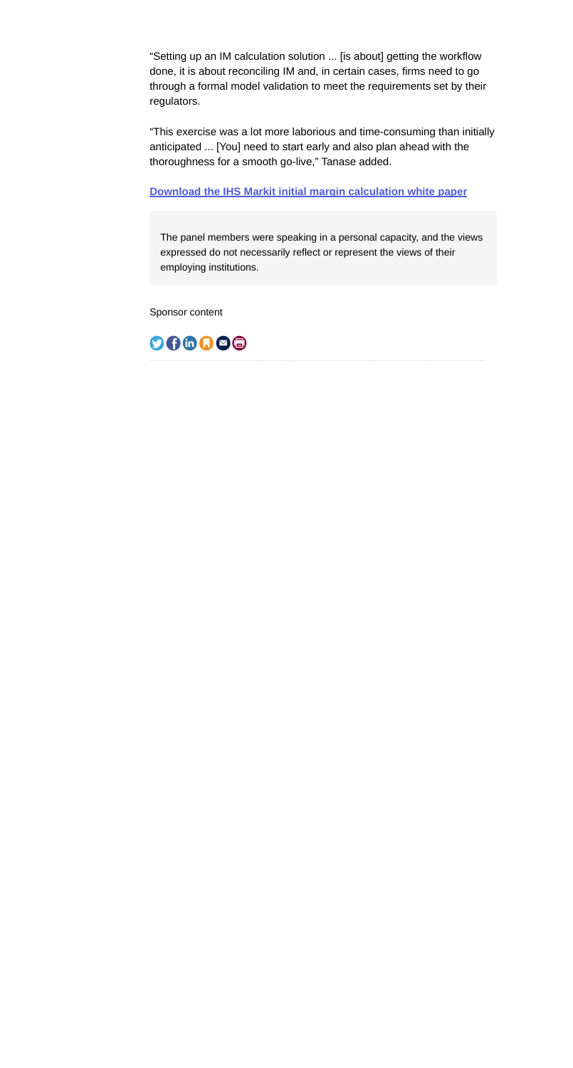"Setting up an IM calculation solution ... [is about] getting the workflow done, it is about reconciling IM and, in certain cases, firms need to go through a formal model validation to meet the requirements set by their regulators.

"This exercise was a lot more laborious and time-consuming than initially anticipated ... [You] need to start early and also plan ahead with the thoroughness for a smooth go-live," Tanase added.

**Download the IHS Markit initial margin calculation white paper**

The panel members were speaking in a personal capacity, and the views expressed do not necessarily reflect or represent the views of their employing institutions.

Sponsor content